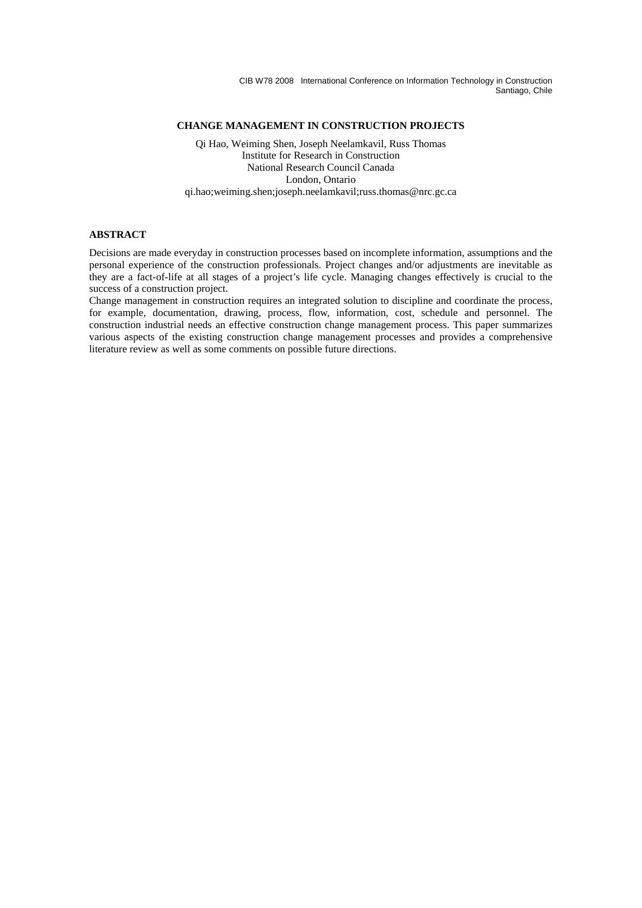CIB W78 2008 International Conference on Information Technology in Construction
Santiago, Chile

# CHANGE MANAGEMENT IN CONSTRUCTION PROJECTS

Qi Hao, Weiming Shen, Joseph Neelamkavil, Russ Thomas
Institute for Research in Construction
National Research Council Canada
London, Ontario
qi.hao;weiming.shen;joseph.neelamkavil;russ.thomas@nrc.gc.ca

## ABSTRACT

Decisions are made everyday in construction processes based on incomplete information, assumptions and the personal experience of the construction professionals. Project changes and/or adjustments are inevitable as they are a fact-of-life at all stages of a project's life cycle. Managing changes effectively is crucial to the success of a construction project.

Change management in construction requires an integrated solution to discipline and coordinate the process, for example, documentation, drawing, process, flow, information, cost, schedule and personnel. The construction industrial needs an effective construction change management process. This paper summarizes various aspects of the existing construction change management processes and provides a comprehensive literature review as well as some comments on possible future directions.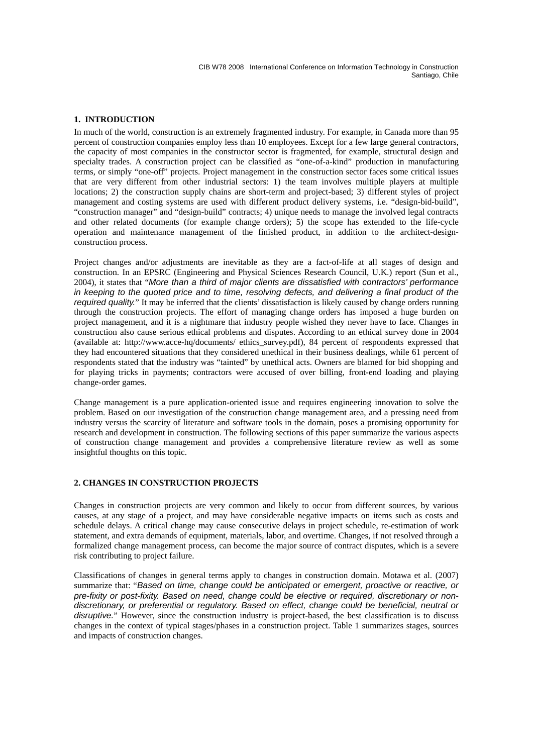## 1. INTRODUCTION

In much of the world, construction is an extremely fragmented industry. For example, in Canada more than 95 percent of construction companies employ less than 10 employees. Except for a few large general contractors, the capacity of most companies in the constructor sector is fragmented, for example, structural design and specialty trades. A construction project can be classified as "one-of-a-kind" production in manufacturing terms, or simply "one-off" projects. Project management in the construction sector faces some critical issues that are very different from other industrial sectors: 1) the team involves multiple players at multiple locations; 2) the construction supply chains are short-term and project-based; 3) different styles of project management and costing systems are used with different product delivery systems, i.e. "design-bid-build", "construction manager" and "design-build" contracts; 4) unique needs to manage the involved legal contracts and other related documents (for example change orders); 5) the scope has extended to the life-cycle operation and maintenance management of the finished product, in addition to the architect-design-construction process.

Project changes and/or adjustments are inevitable as they are a fact-of-life at all stages of design and construction. In an EPSRC (Engineering and Physical Sciences Research Council, U.K.) report (Sun et al., 2004), it states that "*More than a third of major clients are dissatisfied with contractors' performance in keeping to the quoted price and to time, resolving defects, and delivering a final product of the required quality.*" It may be inferred that the clients' dissatisfaction is likely caused by change orders running through the construction projects. The effort of managing change orders has imposed a huge burden on project management, and it is a nightmare that industry people wished they never have to face. Changes in construction also cause serious ethical problems and disputes. According to an ethical survey done in 2004 (available at: http://www.acce-hq/documents/ ethics_survey.pdf), 84 percent of respondents expressed that they had encountered situations that they considered unethical in their business dealings, while 61 percent of respondents stated that the industry was "tainted" by unethical acts. Owners are blamed for bid shopping and for playing tricks in payments; contractors were accused of over billing, front-end loading and playing change-order games.

Change management is a pure application-oriented issue and requires engineering innovation to solve the problem. Based on our investigation of the construction change management area, and a pressing need from industry versus the scarcity of literature and software tools in the domain, poses a promising opportunity for research and development in construction. The following sections of this paper summarize the various aspects of construction change management and provides a comprehensive literature review as well as some insightful thoughts on this topic.

## 2. CHANGES IN CONSTRUCTION PROJECTS

Changes in construction projects are very common and likely to occur from different sources, by various causes, at any stage of a project, and may have considerable negative impacts on items such as costs and schedule delays. A critical change may cause consecutive delays in project schedule, re-estimation of work statement, and extra demands of equipment, materials, labor, and overtime. Changes, if not resolved through a formalized change management process, can become the major source of contract disputes, which is a severe risk contributing to project failure.

Classifications of changes in general terms apply to changes in construction domain. Motawa et al. (2007) summarize that: "*Based on time, change could be anticipated or emergent, proactive or reactive, or pre-fixity or post-fixity. Based on need, change could be elective or required, discretionary or non-discretionary, or preferential or regulatory. Based on effect, change could be beneficial, neutral or disruptive.*" However, since the construction industry is project-based, the best classification is to discuss changes in the context of typical stages/phases in a construction project. Table 1 summarizes stages, sources and impacts of construction changes.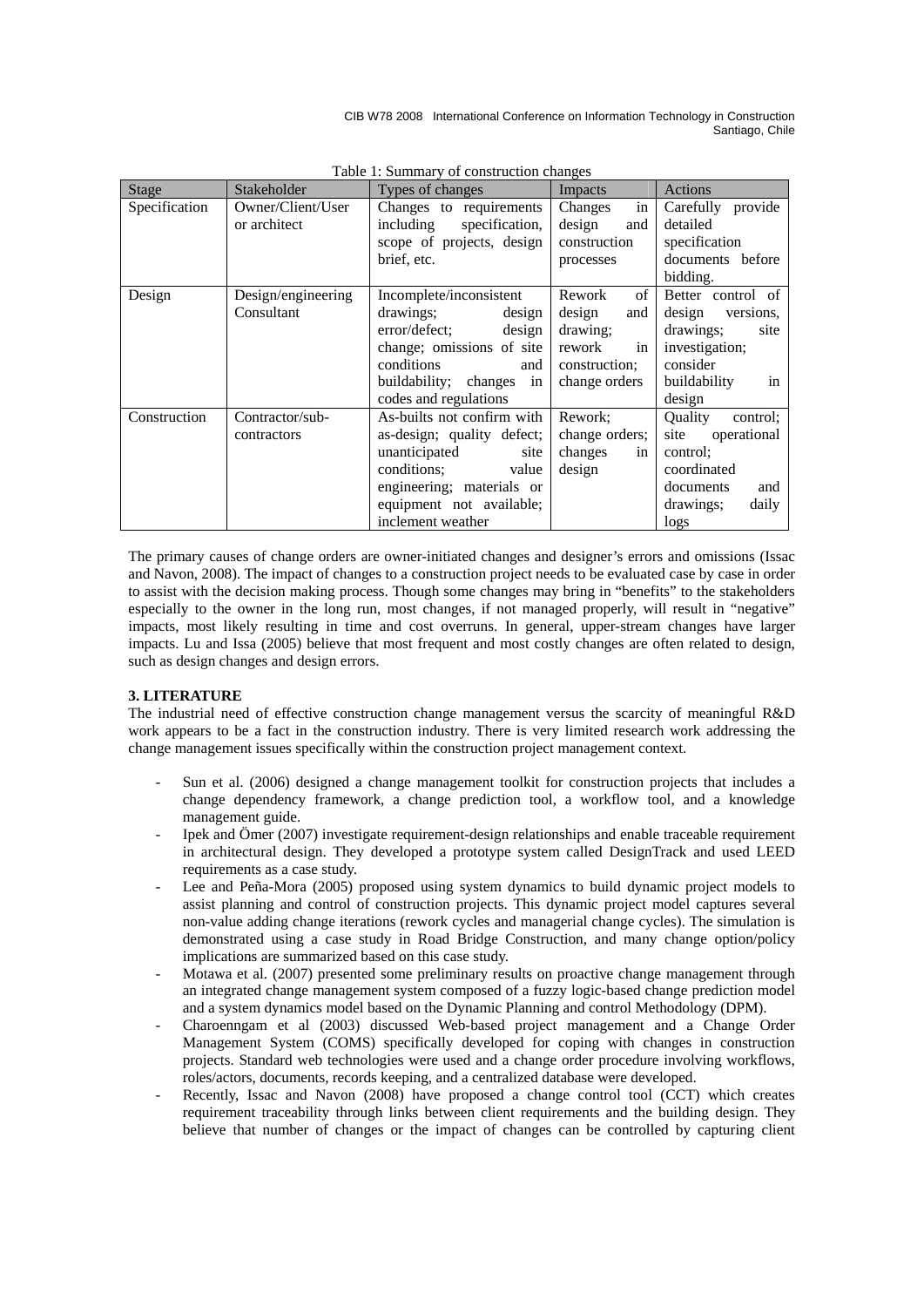Table 1: Summary of construction changes

| Stage | Stakeholder | Types of changes | Impacts | Actions |
|---|---|---|---|---|
| Specification | Owner/Client/User or architect | Changes to requirements including specification, scope of projects, design brief, etc. | Changes in design and construction processes | Carefully provide detailed specification documents before bidding. |
| Design | Design/engineering Consultant | Incomplete/inconsistent drawings; design error/defect; design change; omissions of site conditions and buildability; changes in codes and regulations | Rework of design and drawing; rework in construction; change orders | Better control of design versions, drawings; site investigation; consider buildability in design |
| Construction | Contractor/sub-contractors | As-builts not confirm with as-design; quality defect; unanticipated site conditions; value engineering; materials or equipment not available; inclement weather | Rework; change orders; changes in design | Quality control; site operational control; coordinated documents and drawings; daily logs |

The primary causes of change orders are owner-initiated changes and designer's errors and omissions (Issac and Navon, 2008). The impact of changes to a construction project needs to be evaluated case by case in order to assist with the decision making process. Though some changes may bring in "benefits" to the stakeholders especially to the owner in the long run, most changes, if not managed properly, will result in "negative" impacts, most likely resulting in time and cost overruns. In general, upper-stream changes have larger impacts. Lu and Issa (2005) believe that most frequent and most costly changes are often related to design, such as design changes and design errors.

**3. LITERATURE**

The industrial need of effective construction change management versus the scarcity of meaningful R&D work appears to be a fact in the construction industry. There is very limited research work addressing the change management issues specifically within the construction project management context.

- Sun et al. (2006) designed a change management toolkit for construction projects that includes a change dependency framework, a change prediction tool, a workflow tool, and a knowledge management guide.
- Ipek and Ömer (2007) investigate requirement-design relationships and enable traceable requirement in architectural design. They developed a prototype system called DesignTrack and used LEED requirements as a case study.
- Lee and Peña-Mora (2005) proposed using system dynamics to build dynamic project models to assist planning and control of construction projects. This dynamic project model captures several non-value adding change iterations (rework cycles and managerial change cycles). The simulation is demonstrated using a case study in Road Bridge Construction, and many change option/policy implications are summarized based on this case study.
- Motawa et al. (2007) presented some preliminary results on proactive change management through an integrated change management system composed of a fuzzy logic-based change prediction model and a system dynamics model based on the Dynamic Planning and control Methodology (DPM).
- Charoenngam et al (2003) discussed Web-based project management and a Change Order Management System (COMS) specifically developed for coping with changes in construction projects. Standard web technologies were used and a change order procedure involving workflows, roles/actors, documents, records keeping, and a centralized database were developed.
- Recently, Issac and Navon (2008) have proposed a change control tool (CCT) which creates requirement traceability through links between client requirements and the building design. They believe that number of changes or the impact of changes can be controlled by capturing client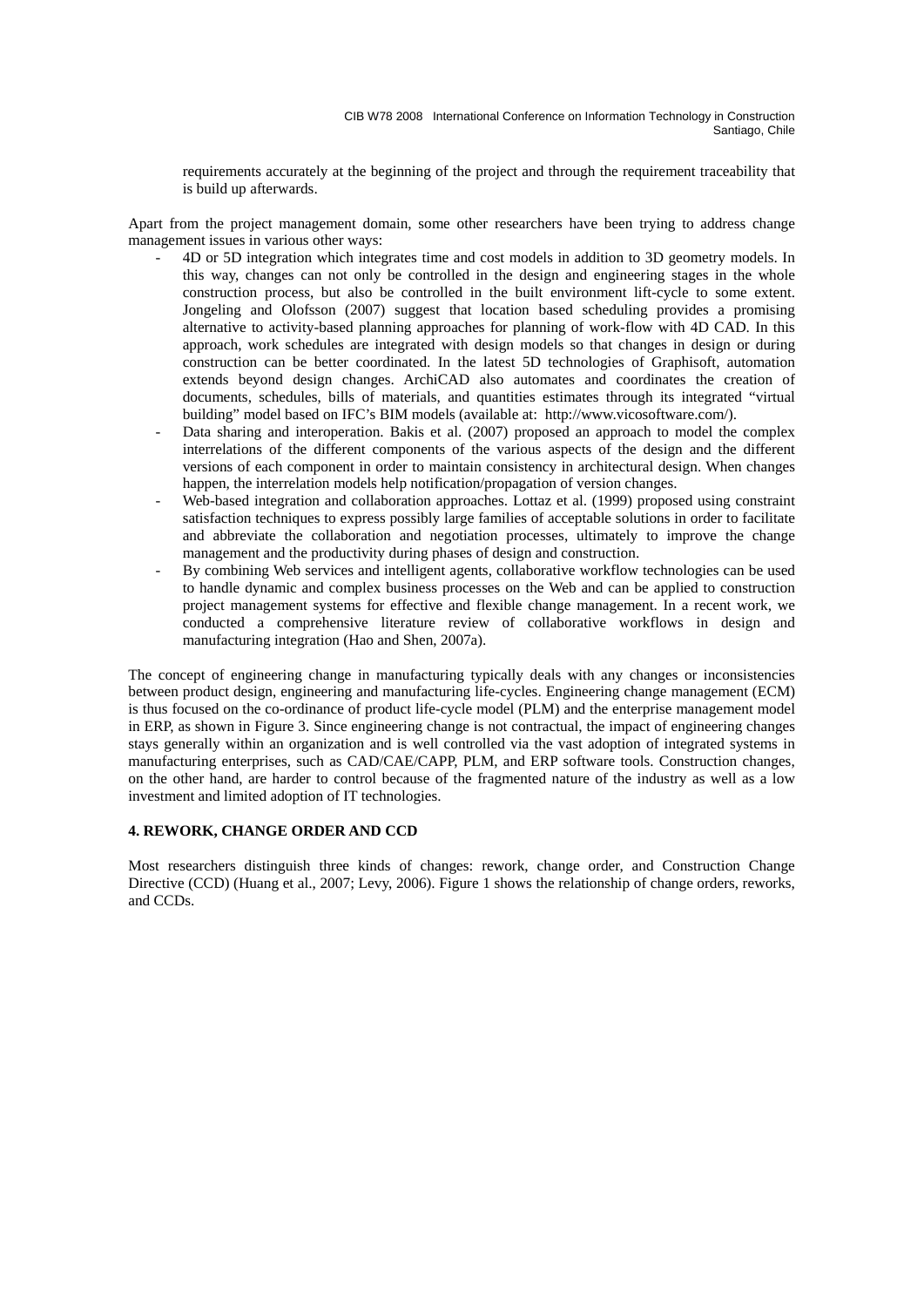requirements accurately at the beginning of the project and through the requirement traceability that is build up afterwards.

Apart from the project management domain, some other researchers have been trying to address change management issues in various other ways:

- 4D or 5D integration which integrates time and cost models in addition to 3D geometry models. In this way, changes can not only be controlled in the design and engineering stages in the whole construction process, but also be controlled in the built environment lift-cycle to some extent. Jongeling and Olofsson (2007) suggest that location based scheduling provides a promising alternative to activity-based planning approaches for planning of work-flow with 4D CAD. In this approach, work schedules are integrated with design models so that changes in design or during construction can be better coordinated. In the latest 5D technologies of Graphisoft, automation extends beyond design changes. ArchiCAD also automates and coordinates the creation of documents, schedules, bills of materials, and quantities estimates through its integrated "virtual building" model based on IFC's BIM models (available at: http://www.vicosoftware.com/).
- Data sharing and interoperation. Bakis et al. (2007) proposed an approach to model the complex interrelations of the different components of the various aspects of the design and the different versions of each component in order to maintain consistency in architectural design. When changes happen, the interrelation models help notification/propagation of version changes.
- Web-based integration and collaboration approaches. Lottaz et al. (1999) proposed using constraint satisfaction techniques to express possibly large families of acceptable solutions in order to facilitate and abbreviate the collaboration and negotiation processes, ultimately to improve the change management and the productivity during phases of design and construction.
- By combining Web services and intelligent agents, collaborative workflow technologies can be used to handle dynamic and complex business processes on the Web and can be applied to construction project management systems for effective and flexible change management. In a recent work, we conducted a comprehensive literature review of collaborative workflows in design and manufacturing integration (Hao and Shen, 2007a).

The concept of engineering change in manufacturing typically deals with any changes or inconsistencies between product design, engineering and manufacturing life-cycles. Engineering change management (ECM) is thus focused on the co-ordinance of product life-cycle model (PLM) and the enterprise management model in ERP, as shown in Figure 3. Since engineering change is not contractual, the impact of engineering changes stays generally within an organization and is well controlled via the vast adoption of integrated systems in manufacturing enterprises, such as CAD/CAE/CAPP, PLM, and ERP software tools. Construction changes, on the other hand, are harder to control because of the fragmented nature of the industry as well as a low investment and limited adoption of IT technologies.

## 4. REWORK, CHANGE ORDER AND CCD

Most researchers distinguish three kinds of changes: rework, change order, and Construction Change Directive (CCD) (Huang et al., 2007; Levy, 2006). Figure 1 shows the relationship of change orders, reworks, and CCDs.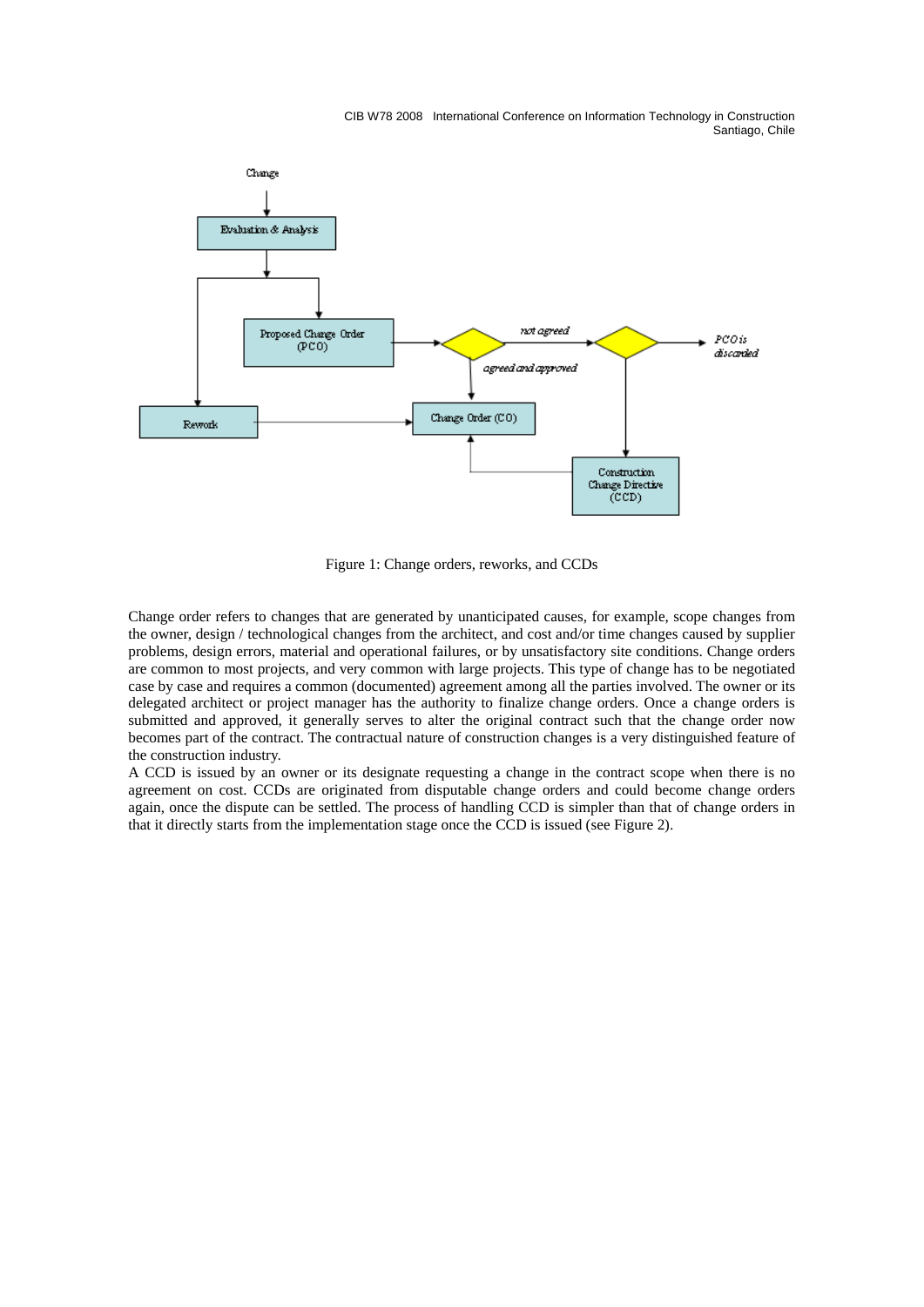Figure 1: Change orders, reworks, and CCDs

Change order refers to changes that are generated by unanticipated causes, for example, scope changes from the owner, design / technological changes from the architect, and cost and/or time changes caused by supplier problems, design errors, material and operational failures, or by unsatisfactory site conditions. Change orders are common to most projects, and very common with large projects. This type of change has to be negotiated case by case and requires a common (documented) agreement among all the parties involved. The owner or its delegated architect or project manager has the authority to finalize change orders. Once a change orders is submitted and approved, it generally serves to alter the original contract such that the change order now becomes part of the contract. The contractual nature of construction changes is a very distinguished feature of the construction industry.

A CCD is issued by an owner or its designate requesting a change in the contract scope when there is no agreement on cost. CCDs are originated from disputable change orders and could become change orders again, once the dispute can be settled. The process of handling CCD is simpler than that of change orders in that it directly starts from the implementation stage once the CCD is issued (see Figure 2).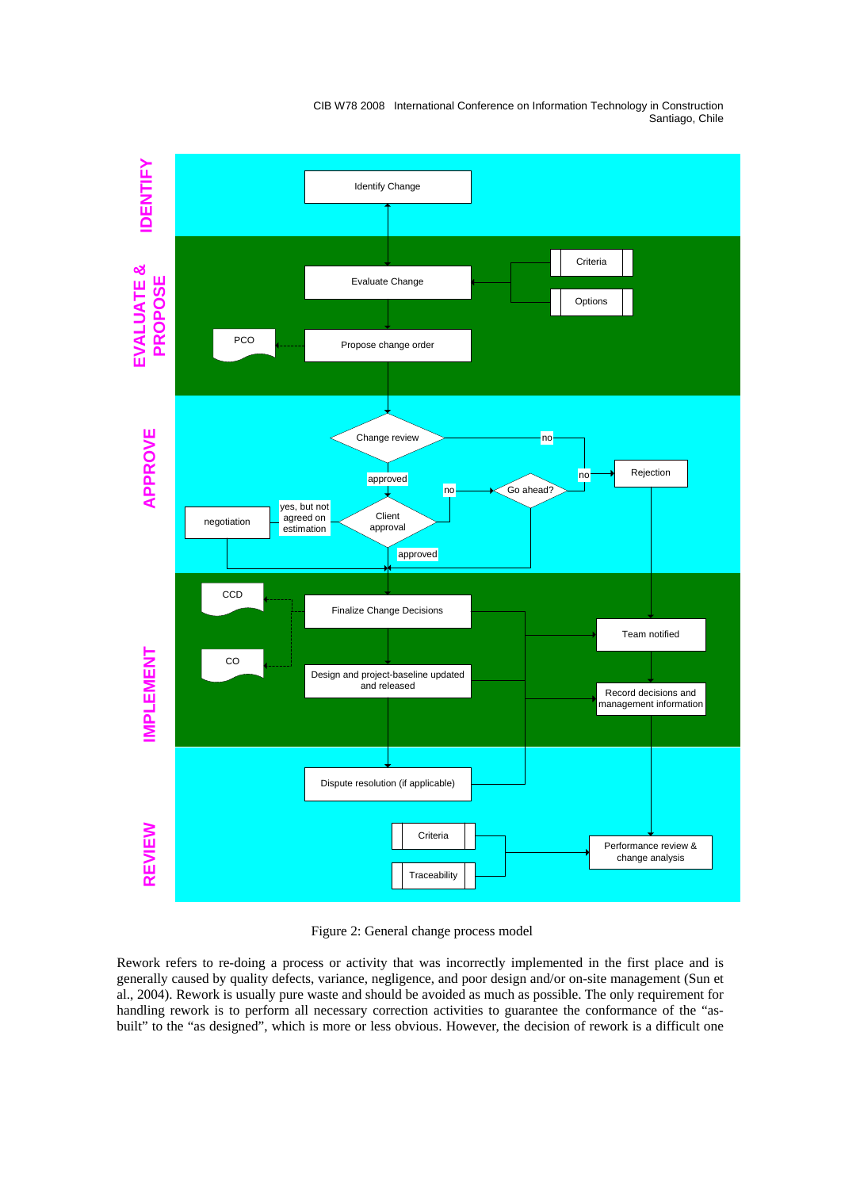Figure 2: General change process model

Rework refers to re-doing a process or activity that was incorrectly implemented in the first place and is generally caused by quality defects, variance, negligence, and poor design and/or on-site management (Sun et al., 2004). Rework is usually pure waste and should be avoided as much as possible. The only requirement for handling rework is to perform all necessary correction activities to guarantee the conformance of the "as-built" to the "as designed", which is more or less obvious. However, the decision of rework is a difficult one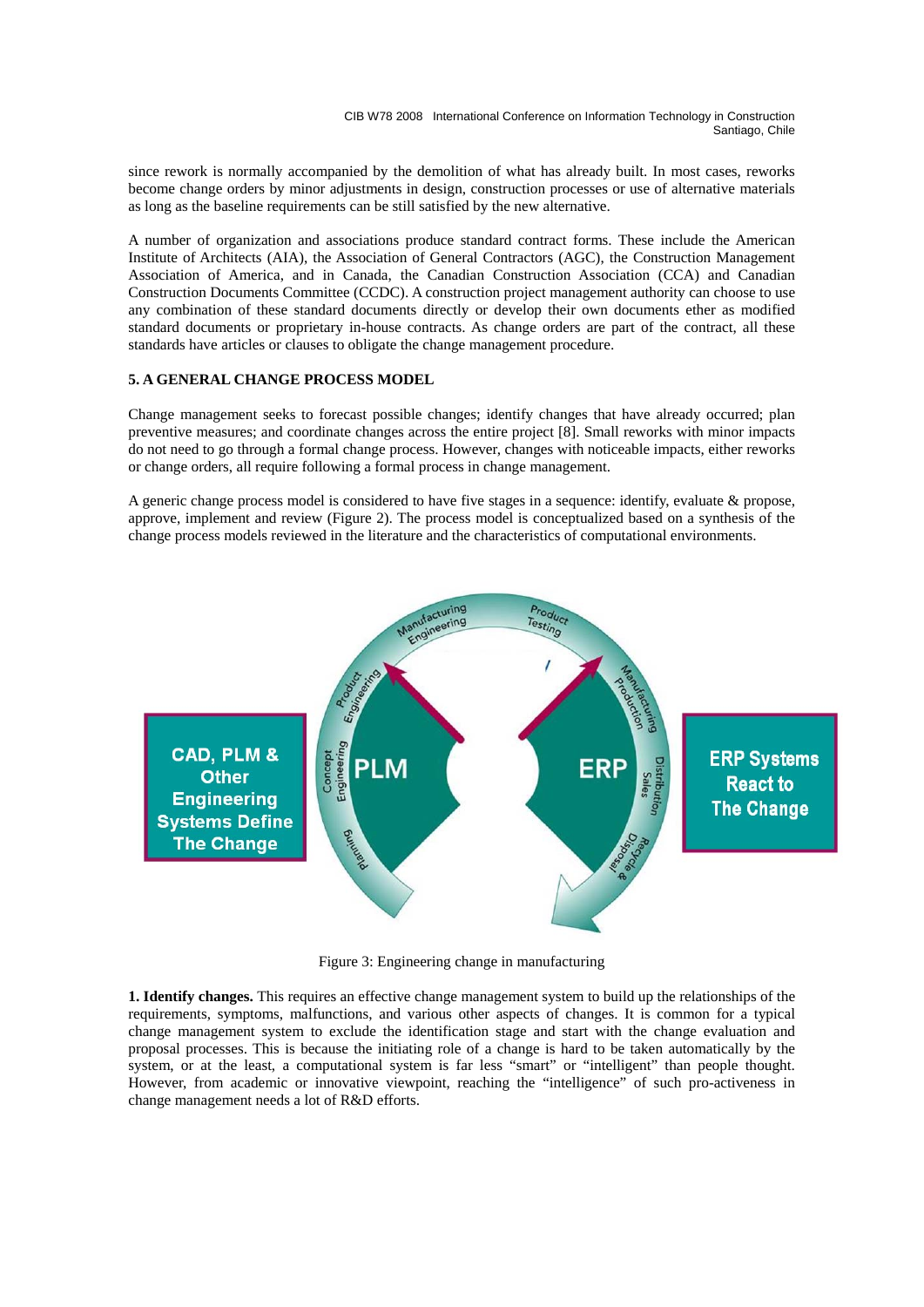since rework is normally accompanied by the demolition of what has already built. In most cases, reworks become change orders by minor adjustments in design, construction processes or use of alternative materials as long as the baseline requirements can be still satisfied by the new alternative.

A number of organization and associations produce standard contract forms. These include the American Institute of Architects (AIA), the Association of General Contractors (AGC), the Construction Management Association of America, and in Canada, the Canadian Construction Association (CCA) and Canadian Construction Documents Committee (CCDC). A construction project management authority can choose to use any combination of these standard documents directly or develop their own documents ether as modified standard documents or proprietary in-house contracts. As change orders are part of the contract, all these standards have articles or clauses to obligate the change management procedure.

## 5. A GENERAL CHANGE PROCESS MODEL

Change management seeks to forecast possible changes; identify changes that have already occurred; plan preventive measures; and coordinate changes across the entire project [8]. Small reworks with minor impacts do not need to go through a formal change process. However, changes with noticeable impacts, either reworks or change orders, all require following a formal process in change management.

A generic change process model is considered to have five stages in a sequence: identify, evaluate & propose, approve, implement and review (Figure 2). The process model is conceptualized based on a synthesis of the change process models reviewed in the literature and the characteristics of computational environments.

Figure 3: Engineering change in manufacturing

**1. Identify changes.** This requires an effective change management system to build up the relationships of the requirements, symptoms, malfunctions, and various other aspects of changes. It is common for a typical change management system to exclude the identification stage and start with the change evaluation and proposal processes. This is because the initiating role of a change is hard to be taken automatically by the system, or at the least, a computational system is far less "smart" or "intelligent" than people thought. However, from academic or innovative viewpoint, reaching the "intelligence" of such pro-activeness in change management needs a lot of R&D efforts.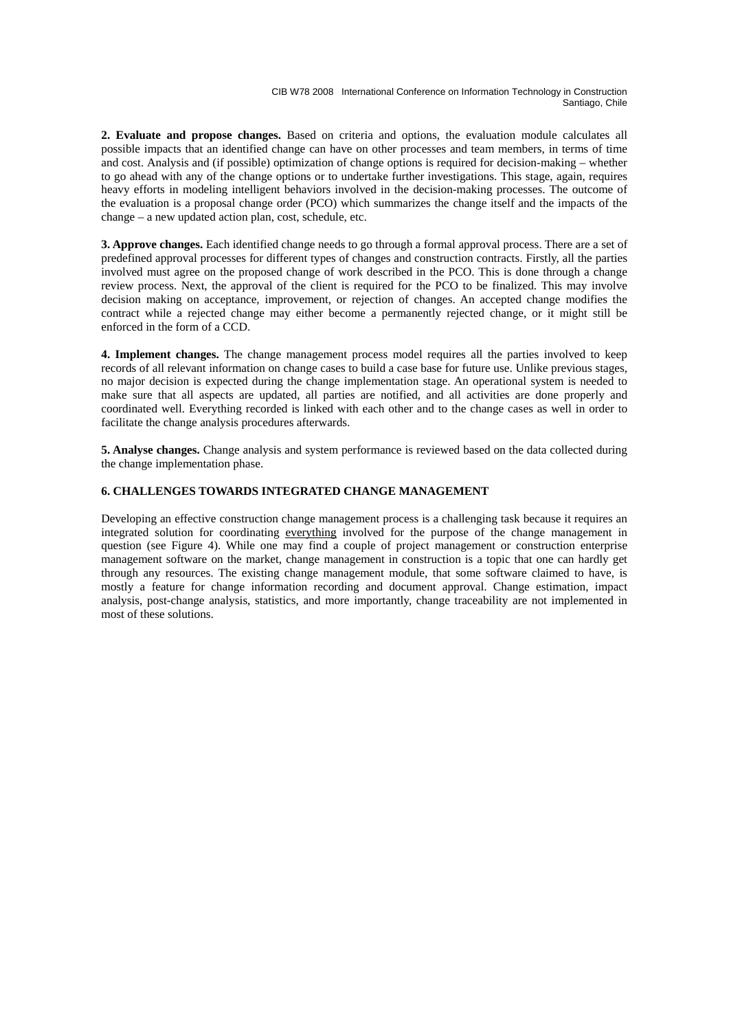**2. Evaluate and propose changes.** Based on criteria and options, the evaluation module calculates all possible impacts that an identified change can have on other processes and team members, in terms of time and cost. Analysis and (if possible) optimization of change options is required for decision-making – whether to go ahead with any of the change options or to undertake further investigations. This stage, again, requires heavy efforts in modeling intelligent behaviors involved in the decision-making processes. The outcome of the evaluation is a proposal change order (PCO) which summarizes the change itself and the impacts of the change – a new updated action plan, cost, schedule, etc.

**3. Approve changes.** Each identified change needs to go through a formal approval process. There are a set of predefined approval processes for different types of changes and construction contracts. Firstly, all the parties involved must agree on the proposed change of work described in the PCO. This is done through a change review process. Next, the approval of the client is required for the PCO to be finalized. This may involve decision making on acceptance, improvement, or rejection of changes. An accepted change modifies the contract while a rejected change may either become a permanently rejected change, or it might still be enforced in the form of a CCD.

**4. Implement changes.** The change management process model requires all the parties involved to keep records of all relevant information on change cases to build a case base for future use. Unlike previous stages, no major decision is expected during the change implementation stage. An operational system is needed to make sure that all aspects are updated, all parties are notified, and all activities are done properly and coordinated well. Everything recorded is linked with each other and to the change cases as well in order to facilitate the change analysis procedures afterwards.

**5. Analyse changes.** Change analysis and system performance is reviewed based on the data collected during the change implementation phase.

## 6. CHALLENGES TOWARDS INTEGRATED CHANGE MANAGEMENT

Developing an effective construction change management process is a challenging task because it requires an integrated solution for coordinating everything involved for the purpose of the change management in question (see Figure 4). While one may find a couple of project management or construction enterprise management software on the market, change management in construction is a topic that one can hardly get through any resources. The existing change management module, that some software claimed to have, is mostly a feature for change information recording and document approval. Change estimation, impact analysis, post-change analysis, statistics, and more importantly, change traceability are not implemented in most of these solutions.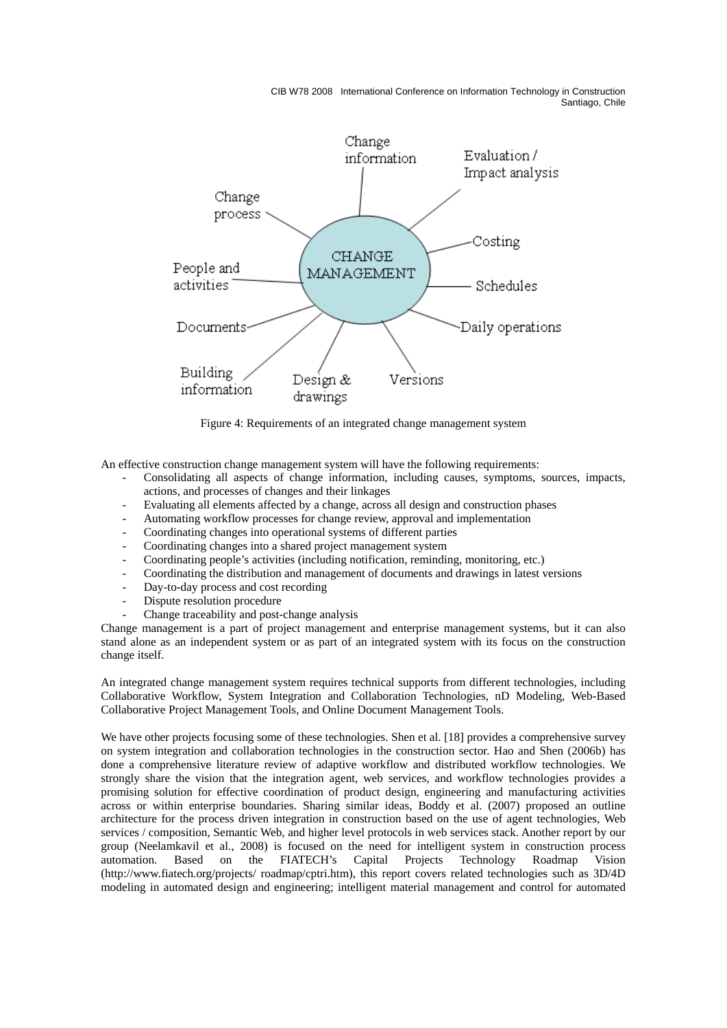Figure 4: Requirements of an integrated change management system

An effective construction change management system will have the following requirements:

- Consolidating all aspects of change information, including causes, symptoms, sources, impacts, actions, and processes of changes and their linkages
- Evaluating all elements affected by a change, across all design and construction phases
- Automating workflow processes for change review, approval and implementation
- Coordinating changes into operational systems of different parties
- Coordinating changes into a shared project management system
- Coordinating people's activities (including notification, reminding, monitoring, etc.)
- Coordinating the distribution and management of documents and drawings in latest versions
- Day-to-day process and cost recording
- Dispute resolution procedure
- Change traceability and post-change analysis

Change management is a part of project management and enterprise management systems, but it can also stand alone as an independent system or as part of an integrated system with its focus on the construction change itself.

An integrated change management system requires technical supports from different technologies, including Collaborative Workflow, System Integration and Collaboration Technologies, nD Modeling, Web-Based Collaborative Project Management Tools, and Online Document Management Tools.

We have other projects focusing some of these technologies. Shen et al. [18] provides a comprehensive survey on system integration and collaboration technologies in the construction sector. Hao and Shen (2006b) has done a comprehensive literature review of adaptive workflow and distributed workflow technologies. We strongly share the vision that the integration agent, web services, and workflow technologies provides a promising solution for effective coordination of product design, engineering and manufacturing activities across or within enterprise boundaries. Sharing similar ideas, Boddy et al. (2007) proposed an outline architecture for the process driven integration in construction based on the use of agent technologies, Web services / composition, Semantic Web, and higher level protocols in web services stack. Another report by our group (Neelamkavil et al., 2008) is focused on the need for intelligent system in construction process automation. Based on the FIATECH's Capital Projects Technology Roadmap Vision (http://www.fiatech.org/projects/ roadmap/cptri.htm), this report covers related technologies such as 3D/4D modeling in automated design and engineering; intelligent material management and control for automated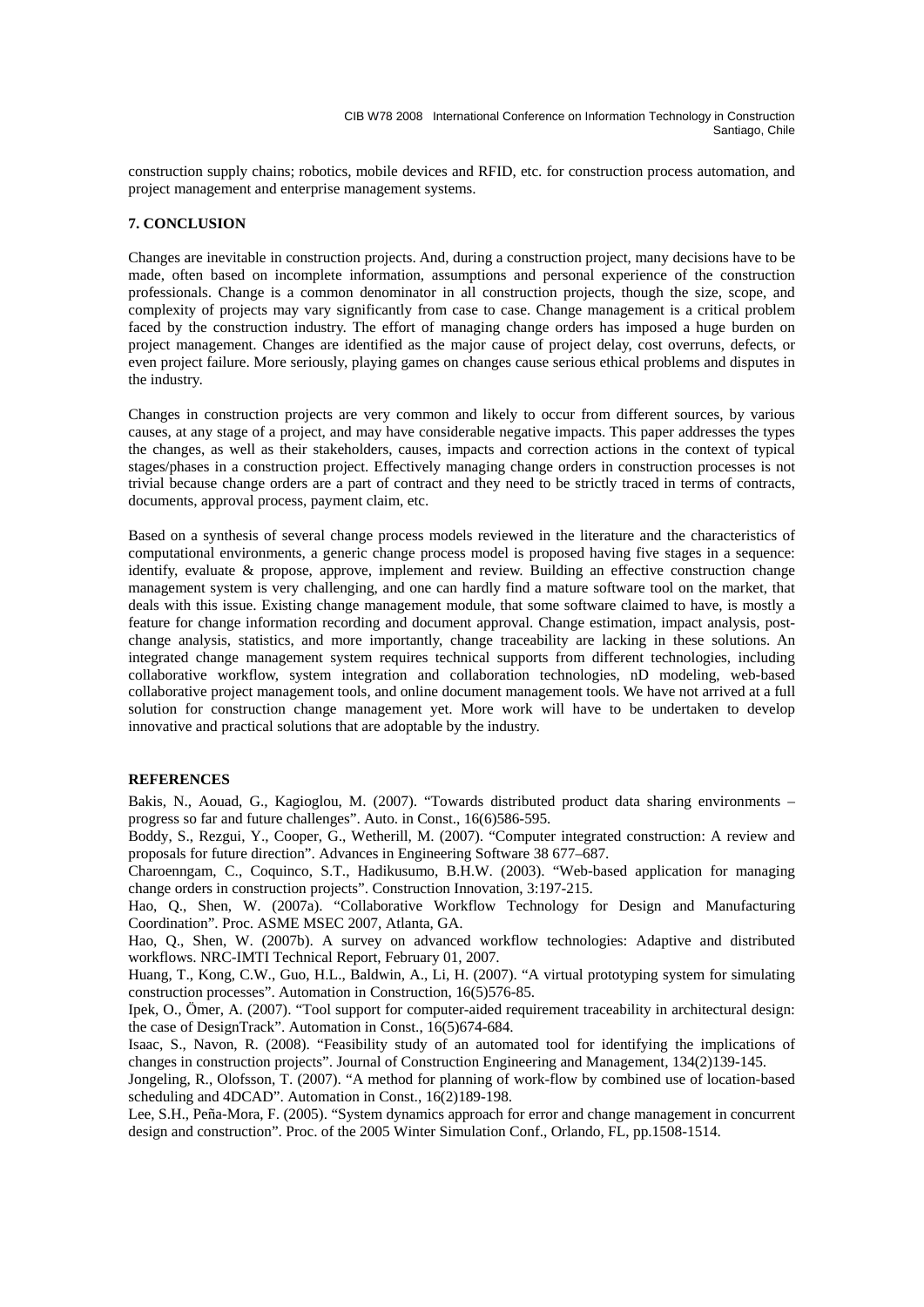construction supply chains; robotics, mobile devices and RFID, etc. for construction process automation, and project management and enterprise management systems.

## 7. CONCLUSION

Changes are inevitable in construction projects. And, during a construction project, many decisions have to be made, often based on incomplete information, assumptions and personal experience of the construction professionals. Change is a common denominator in all construction projects, though the size, scope, and complexity of projects may vary significantly from case to case. Change management is a critical problem faced by the construction industry. The effort of managing change orders has imposed a huge burden on project management. Changes are identified as the major cause of project delay, cost overruns, defects, or even project failure. More seriously, playing games on changes cause serious ethical problems and disputes in the industry.

Changes in construction projects are very common and likely to occur from different sources, by various causes, at any stage of a project, and may have considerable negative impacts. This paper addresses the types the changes, as well as their stakeholders, causes, impacts and correction actions in the context of typical stages/phases in a construction project. Effectively managing change orders in construction processes is not trivial because change orders are a part of contract and they need to be strictly traced in terms of contracts, documents, approval process, payment claim, etc.

Based on a synthesis of several change process models reviewed in the literature and the characteristics of computational environments, a generic change process model is proposed having five stages in a sequence: identify, evaluate & propose, approve, implement and review. Building an effective construction change management system is very challenging, and one can hardly find a mature software tool on the market, that deals with this issue. Existing change management module, that some software claimed to have, is mostly a feature for change information recording and document approval. Change estimation, impact analysis, post-change analysis, statistics, and more importantly, change traceability are lacking in these solutions. An integrated change management system requires technical supports from different technologies, including collaborative workflow, system integration and collaboration technologies, nD modeling, web-based collaborative project management tools, and online document management tools. We have not arrived at a full solution for construction change management yet. More work will have to be undertaken to develop innovative and practical solutions that are adoptable by the industry.

## REFERENCES

Bakis, N., Aouad, G., Kagioglou, M. (2007). "Towards distributed product data sharing environments – progress so far and future challenges". Auto. in Const., 16(6)586-595.

Boddy, S., Rezgui, Y., Cooper, G., Wetherill, M. (2007). "Computer integrated construction: A review and proposals for future direction". Advances in Engineering Software 38 677–687.

Charoenngam, C., Coquinco, S.T., Hadikusumo, B.H.W. (2003). "Web-based application for managing change orders in construction projects". Construction Innovation, 3:197-215.

Hao, Q., Shen, W. (2007a). "Collaborative Workflow Technology for Design and Manufacturing Coordination". Proc. ASME MSEC 2007, Atlanta, GA.

Hao, Q., Shen, W. (2007b). A survey on advanced workflow technologies: Adaptive and distributed workflows. NRC-IMTI Technical Report, February 01, 2007.

Huang, T., Kong, C.W., Guo, H.L., Baldwin, A., Li, H. (2007). "A virtual prototyping system for simulating construction processes". Automation in Construction, 16(5)576-85.

Ipek, O., Ömer, A. (2007). "Tool support for computer-aided requirement traceability in architectural design: the case of DesignTrack". Automation in Const., 16(5)674-684.

Isaac, S., Navon, R. (2008). "Feasibility study of an automated tool for identifying the implications of changes in construction projects". Journal of Construction Engineering and Management, 134(2)139-145.

Jongeling, R., Olofsson, T. (2007). "A method for planning of work-flow by combined use of location-based scheduling and 4DCAD". Automation in Const., 16(2)189-198.

Lee, S.H., Peña-Mora, F. (2005). "System dynamics approach for error and change management in concurrent design and construction". Proc. of the 2005 Winter Simulation Conf., Orlando, FL, pp.1508-1514.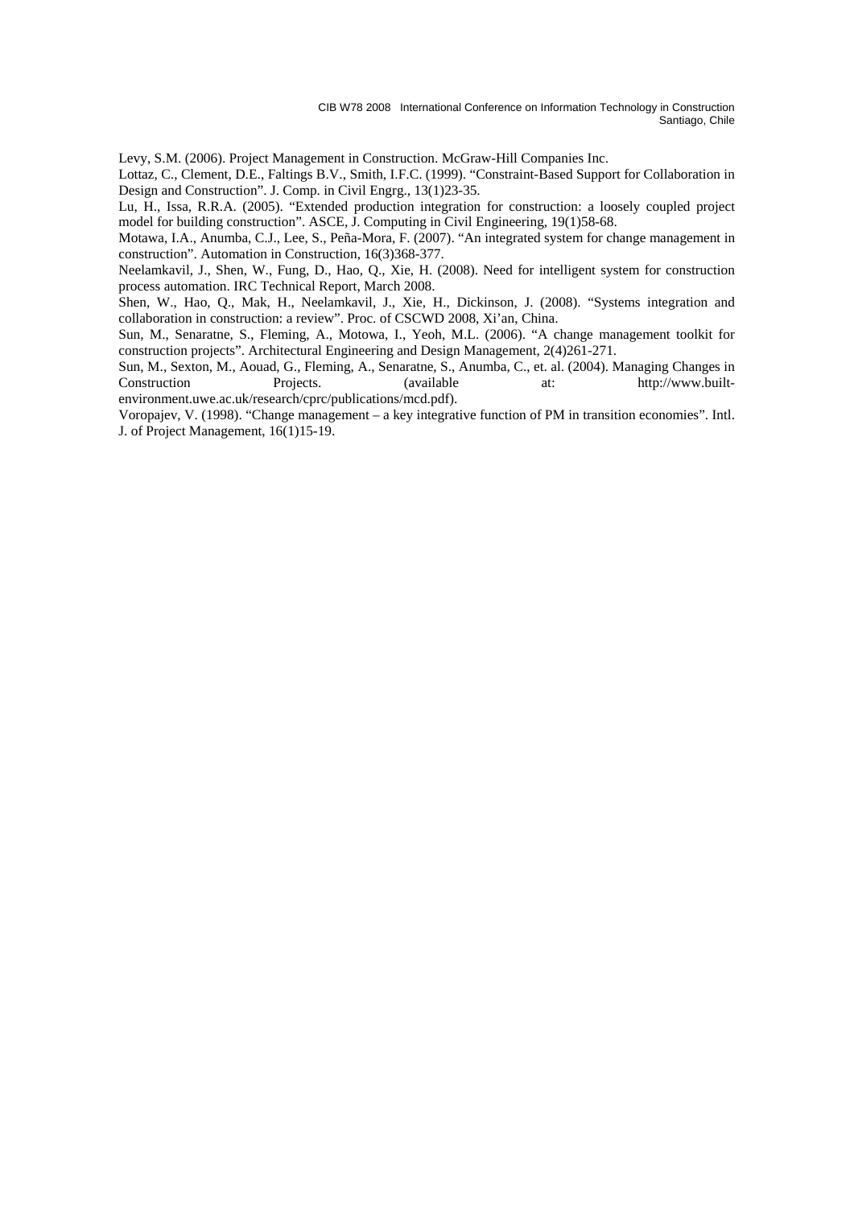Levy, S.M. (2006). Project Management in Construction. McGraw-Hill Companies Inc.

Lottaz, C., Clement, D.E., Faltings B.V., Smith, I.F.C. (1999). "Constraint-Based Support for Collaboration in Design and Construction". J. Comp. in Civil Engrg., 13(1)23-35.

Lu, H., Issa, R.R.A. (2005). "Extended production integration for construction: a loosely coupled project model for building construction". ASCE, J. Computing in Civil Engineering, 19(1)58-68.

Motawa, I.A., Anumba, C.J., Lee, S., Peña-Mora, F. (2007). "An integrated system for change management in construction". Automation in Construction, 16(3)368-377.

Neelamkavil, J., Shen, W., Fung, D., Hao, Q., Xie, H. (2008). Need for intelligent system for construction process automation. IRC Technical Report, March 2008.

Shen, W., Hao, Q., Mak, H., Neelamkavil, J., Xie, H., Dickinson, J. (2008). "Systems integration and collaboration in construction: a review". Proc. of CSCWD 2008, Xi'an, China.

Sun, M., Senaratne, S., Fleming, A., Motowa, I., Yeoh, M.L. (2006). "A change management toolkit for construction projects". Architectural Engineering and Design Management, 2(4)261-271.

Sun, M., Sexton, M., Aouad, G., Fleming, A., Senaratne, S., Anumba, C., et. al. (2004). Managing Changes in Construction Projects. (available at: http://www.built-environment.uwe.ac.uk/research/cprc/publications/mcd.pdf).

Voropajev, V. (1998). "Change management – a key integrative function of PM in transition economies". Intl. J. of Project Management, 16(1)15-19.